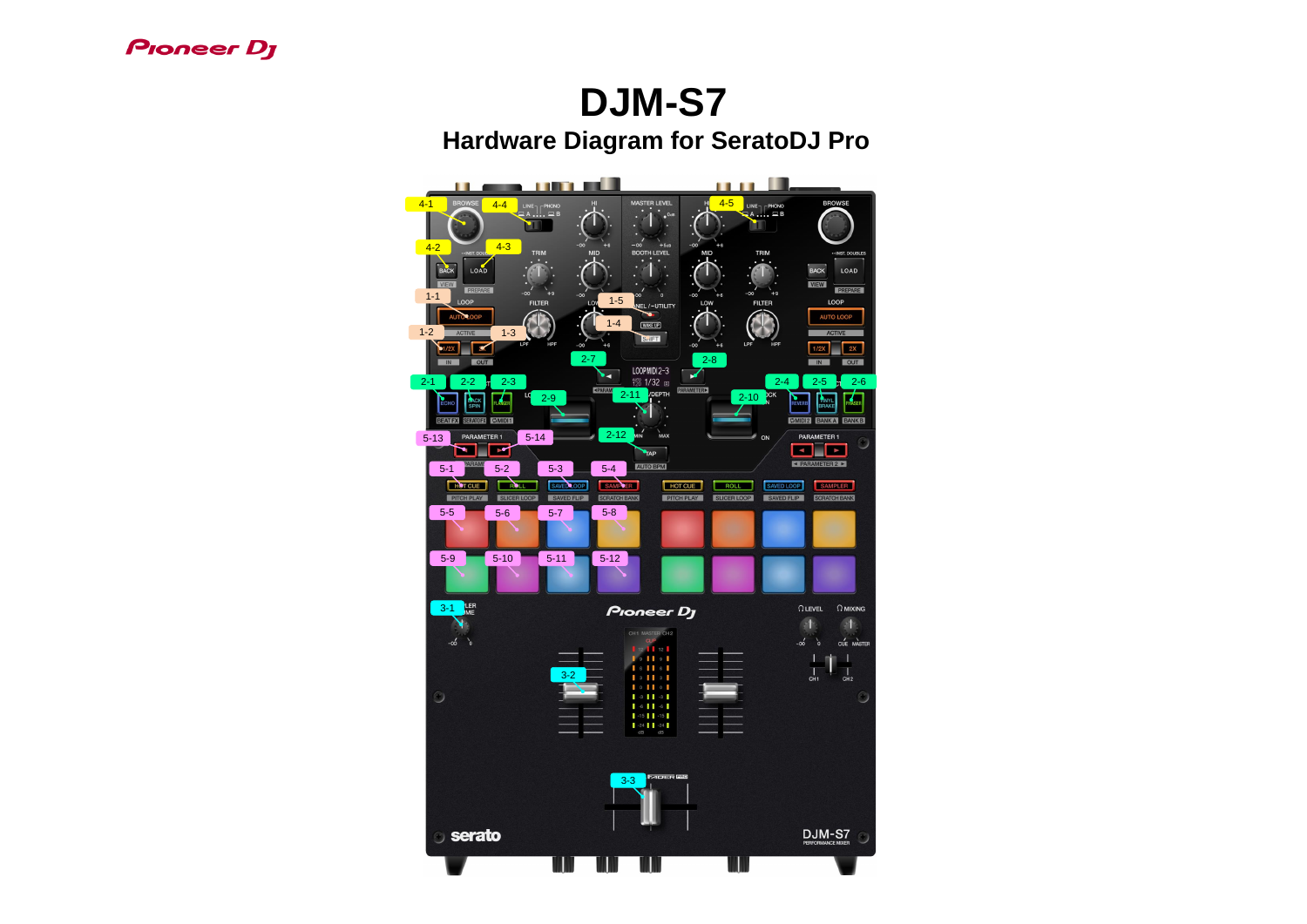# DJM-S7

## Hardware Diagram for SeratoDJ Pro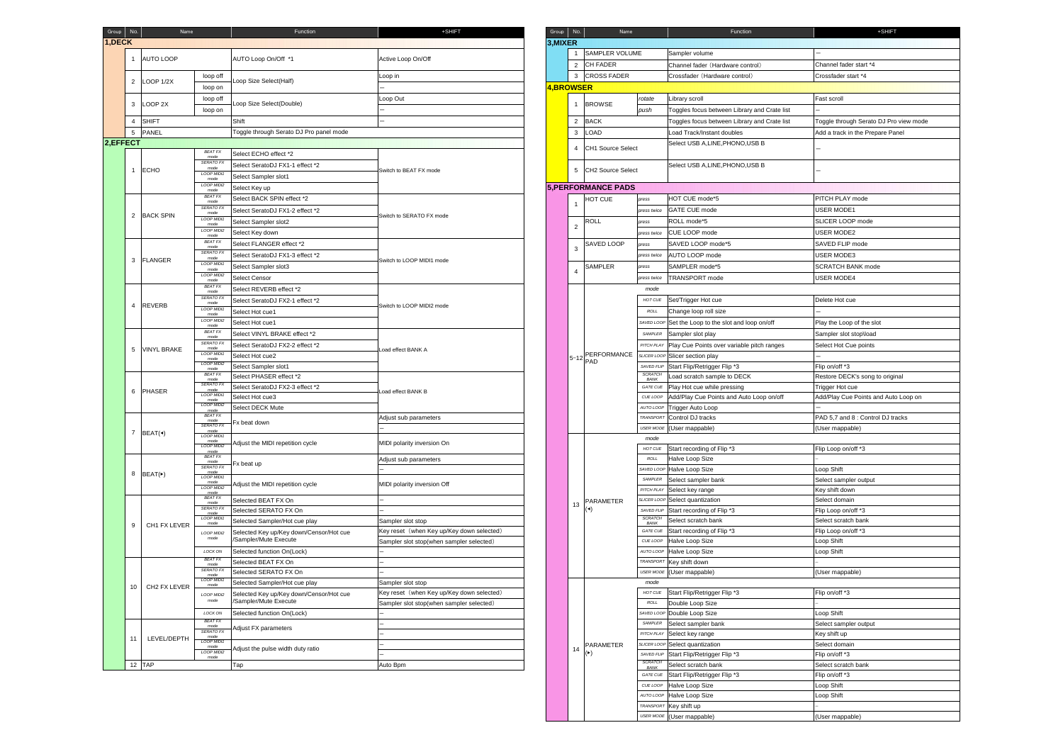| Group | No. | Name | | Function | +SHIFT |
|---|---|---|---|---|---|
| **1,DECK** | | | | | |
| | 1 | AUTO LOOP | | AUTO Loop On/Off *1 | Active Loop On/Off |
| | 2 | LOOP 1/2X | loop off | Loop Size Select(Half) | Loop in |
| | | | loop on | | — |
| | 3 | LOOP 2X | loop off | Loop Size Select(Double) | Loop Out |
| | | | loop on | | — |
| | 4 | SHIFT | | Shift | — |
| | 5 | PANEL | | Toggle through Serato DJ Pro panel mode | |
| **2,EFFECT** | | | | | |
| | 1 | ECHO | BEAT FX mode | Select ECHO effect *2 | Switch to BEAT FX mode |
| | | | SERATO FX mode | Select SeratoDJ FX1-1 effect *2 | |
| | | | LOOP MIDI1 mode | Select Sampler slot1 | |
| | | | LOOP MIDI2 mode | Select Key up | |
| | 2 | BACK SPIN | BEAT FX mode | Select BACK SPIN effect *2 | Switch to SERATO FX mode |
| | | | SERATO FX mode | Select SeratoDJ FX1-2 effect *2 | |
| | | | LOOP MIDI1 mode | Select Sampler slot2 | |
| | | | LOOP MIDI2 mode | Select Key down | |
| | 3 | FLANGER | BEAT FX mode | Select FLANGER effect *2 | Switch to LOOP MIDI1 mode |
| | | | SERATO FX mode | Select SeratoDJ FX1-3 effect *2 | |
| | | | LOOP MIDI1 mode | Select Sampler slot3 | |
| | | | LOOP MIDI2 mode | Select Censor | |
| | 4 | REVERB | BEAT FX mode | Select REVERB effect *2 | Switch to LOOP MIDI2 mode |
| | | | SERATO FX mode | Select SeratoDJ FX2-1 effect *2 | |
| | | | LOOP MIDI1 mode | Select Hot cue1 | |
| | | | LOOP MIDI2 mode | Select Hot cue1 | |
| | 5 | VINYL BRAKE | BEAT FX mode | Select VINYL BRAKE effect *2 | Load effect BANK A |
| | | | SERATO FX mode | Select SeratoDJ FX2-2 effect *2 | |
| | | | LOOP MIDI1 mode | Select Hot cue2 | |
| | | | LOOP MIDI2 mode | Select Sampler slot1 | |
| | 6 | PHASER | BEAT FX mode | Select PHASER effect *2 | Load effect BANK B |
| | | | SERATO FX mode | Select SeratoDJ FX2-3 effect *2 | |
| | | | LOOP MIDI1 mode | Select Hot cue3 | |
| | | | LOOP MIDI2 mode | Select DECK Mute | |
| | 7 | BEAT(◂) | BEAT FX mode | Fx beat down | Adjust sub parameters |
| | | | SERATO FX mode | | — |
| | | | LOOP MIDI1 mode | Adjust the MIDI repetition cycle | MIDI polarity inversion On |
| | | | LOOP MIDI2 mode | | |
| | 8 | BEAT(▸) | BEAT FX mode | Fx beat up | Adjust sub parameters |
| | | | SERATO FX mode | | — |
| | | | LOOP MIDI1 mode | Adjust the MIDI repetition cycle | MIDI polarity inversion Off |
| | | | LOOP MIDI2 mode | | |
| | 9 | CH1 FX LEVER | BEAT FX mode | Selected BEAT FX On | — |
| | | | SERATO FX mode | Selected SERATO FX On | — |
| | | | LOOP MIDI1 mode | Selected Sampler/Hot cue play | Sampler slot stop |
| | | | LOOP MIDI2 mode | Selected Key up/Key down/Censor/Hot cue /Sampler/Mute Execute | Key reset (when Key up/Key down selected) |
| | | | | | Sampler slot stop(when sampler selected) |
| | | | LOCK ON | Selected function On(Lock) | — |
| | 10 | CH2 FX LEVER | BEAT FX mode | Selected BEAT FX On | — |
| | | | SERATO FX mode | Selected SERATO FX On | — |
| | | | LOOP MIDI1 mode | Selected Sampler/Hot cue play | Sampler slot stop |
| | | | LOOP MIDI2 mode | Selected Key up/Key down/Censor/Hot cue /Sampler/Mute Execute | Key reset (when Key up/Key down selected) |
| | | | | | Sampler slot stop(when sampler selected) |
| | | | LOCK ON | Selected function On(Lock) | — |
| | 11 | LEVEL/DEPTH | BEAT FX mode | Adjust FX parameters | — |
| | | | SERATO FX mode | | — |
| | | | LOOP MIDI1 mode | Adjust the pulse width duty ratio | — |
| | | | LOOP MIDI2 mode | | — |
| | 12 | TAP | | Tap | Auto Bpm |

| Group | No. | Name | | Function | +SHIFT |
|---|---|---|---|---|---|
| **3,MIXER** | | | | | |
| | 1 | SAMPLER VOLUME | | Sampler volume | — |
| | 2 | CH FADER | | Channel fader (Hardware control) | Channel fader start *4 |
| | 3 | CROSS FADER | | Crossfader (Hardware control) | Crossfader start *4 |
| **4,BROWSER** | | | | | |
| | 1 | BROWSE | rotate | Library scroll | Fast scroll |
| | | | push | Toggles focus between Library and Crate list | — |
| | 2 | BACK | | Toggles focus between Library and Crate list | Toggle through Serato DJ Pro view mode |
| | 3 | LOAD | | Load Track/Instant doubles | Add a track in the Prepare Panel |
| | 4 | CH1 Source Select | | Select USB A,LINE,PHONO,USB B | — |
| | 5 | CH2 Source Select | | Select USB A,LINE,PHONO,USB B | — |
| **5,PERFORMANCE PADS** | | | | | |
| | 1 | HOT CUE | press | HOT CUE mode*5 | PITCH PLAY mode |
| | | | press twice | GATE CUE mode | USER MODE1 |
| | 2 | ROLL | press | ROLL mode*5 | SLICER LOOP mode |
| | | | press twice | CUE LOOP mode | USER MODE2 |
| | 3 | SAVED LOOP | press | SAVED LOOP mode*5 | SAVED FLIP mode |
| | | | press twice | AUTO LOOP mode | USER MODE3 |
| | 4 | SAMPLER | press | SAMPLER mode*5 | SCRATCH BANK mode |
| | | | press twice | TRANSPORT mode | USER MODE4 |
| | 5~12 | PERFORMANCE PAD | mode | | |
| | | | HOT CUE | Set/Trigger Hot cue | Delete Hot cue |
| | | | ROLL | Change loop roll size | — |
| | | | SAVED LOOP | Set the Loop to the slot and loop on/off | Play the Loop of the slot |
| | | | SAMPLER | Sampler slot play | Sampler slot stop/load |
| | | | PITCH PLAY | Play Cue Points over variable pitch ranges | Select Hot Cue points |
| | | | SLICER LOOP | Slicer section play | — |
| | | | SAVED FLIP | Start Flip/Retrigger Flip *3 | Flip on/off *3 |
| | | | SCRATCH BANK | Load scratch sample to DECK | Restore DECK's song to original |
| | | | GATE CUE | Play Hot cue while pressing | Trigger Hot cue |
| | | | CUE LOOP | Add/Play Cue Points and Auto Loop on/off | Add/Play Cue Points and Auto Loop on |
| | | | AUTO LOOP | Trigger Auto Loop | — |
| | | | TRANSPORT | Control DJ tracks | PAD 5,7 and 8 : Control DJ tracks |
| | | | USER MODE | (User mappable) | (User mappable) |
| | 13 | PARAMETER (◂) | mode | | |
| | | | HOT CUE | Start recording of Flip *3 | Flip Loop on/off *3 |
| | | | ROLL | Halve Loop Size | - |
| | | | SAVED LOOP | Halve Loop Size | Loop Shift |
| | | | SAMPLER | Select sampler bank | Select sampler output |
| | | | PITCH PLAY | Select key range | Key shift down |
| | | | SLICER LOOP | Select quantization | Select domain |
| | | | SAVED FLIP | Start recording of Flip *3 | Flip Loop on/off *3 |
| | | | SCRATCH BANK | Select scratch bank | Select scratch bank |
| | | | GATE CUE | Start recording of Flip *3 | Flip Loop on/off *3 |
| | | | CUE LOOP | Halve Loop Size | Loop Shift |
| | | | AUTO LOOP | Halve Loop Size | Loop Shift |
| | | | TRANSPORT | Key shift down | - |
| | | | USER MODE | (User mappable) | (User mappable) |
| | 14 | PARAMETER (▸) | mode | | |
| | | | HOT CUE | Start Flip/Retrigger Flip *3 | Flip on/off *3 |
| | | | ROLL | Double Loop Size | - |
| | | | SAVED LOOP | Double Loop Size | Loop Shift |
| | | | SAMPLER | Select sampler bank | Select sampler output |
| | | | PITCH PLAY | Select key range | Key shift up |
| | | | SLICER LOOP | Select quantization | Select domain |
| | | | SAVED FLIP | Start Flip/Retrigger Flip *3 | Flip on/off *3 |
| | | | SCRATCH BANK | Select scratch bank | Select scratch bank |
| | | | GATE CUE | Start Flip/Retrigger Flip *3 | Flip on/off *3 |
| | | | CUE LOOP | Halve Loop Size | Loop Shift |
| | | | AUTO LOOP | Halve Loop Size | Loop Shift |
| | | | TRANSPORT | Key shift up | - |
| | | | USER MODE | (User mappable) | (User mappable) |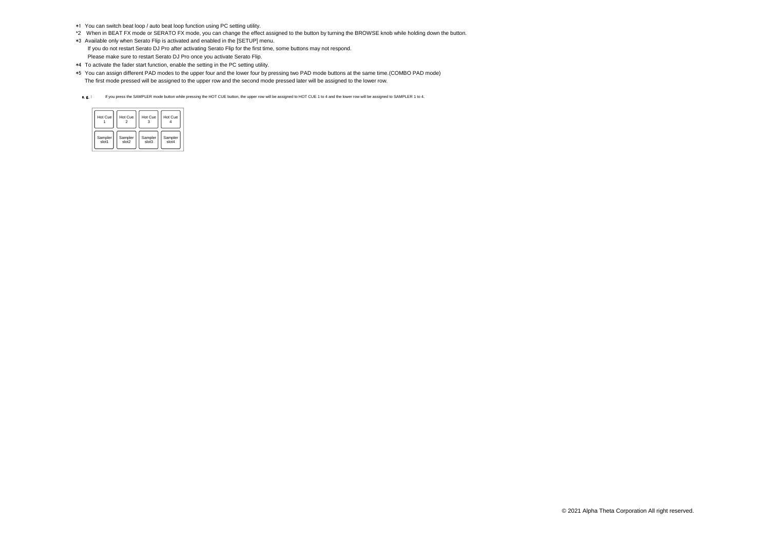∗1 You can switch beat loop / auto beat loop function using PC setting utility.

*2 When in BEAT FX mode or SERATO FX mode, you can change the effect assigned to the button by turning the BROWSE knob while holding down the button.

∗3 Available only when Serato Flip is activated and enabled in the [SETUP] menu.
If you do not restart Serato DJ Pro after activating Serato Flip for the first time, some buttons may not respond.
Please make sure to restart Serato DJ Pro once you activate Serato Flip.

∗4 To activate the fader start function, enable the setting in the PC setting utility.

∗5 You can assign different PAD modes to the upper four and the lower four by pressing two PAD mode buttons at the same time.(COMBO PAD mode)
The first mode pressed will be assigned to the upper row and the second mode pressed later will be assigned to the lower row.

e. g. : If you press the SAMPLER mode button while pressing the HOT CUE button, the upper row will be assigned to HOT CUE 1 to 4 and the lower row will be assigned to SAMPLER 1 to 4.

| | | | |
|---|---|---|---|
| Hot Cue 1 | Hot Cue 2 | Hot Cue 3 | Hot Cue 4 |
| Sampler slot1 | Sampler slot2 | Sampler slot3 | Sampler slot4 |

© 2021 Alpha Theta Corporation All right reserved.